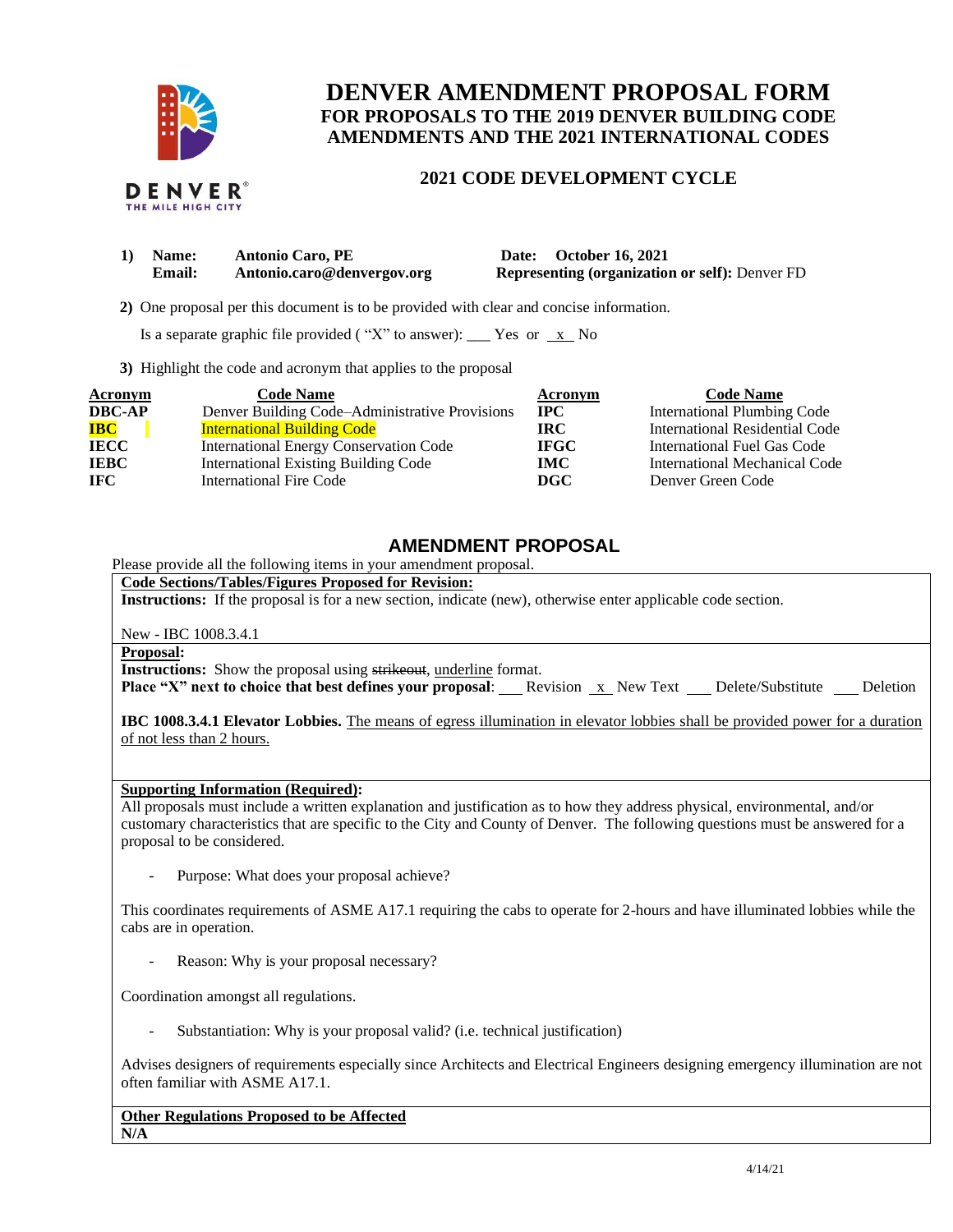# DENVER AMENDMENT PROPOSAL FORM

## FOR PROPOSALS TO THE 2019 DENVER BUILDING CODE AMENDMENTS AND THE 2021 INTERNATIONAL CODES

### 2021 CODE DEVELOPMENT CYCLE

**1) Name:** **Antonio Caro, PE** **Date: October 16, 2021**
**Email:** **Antonio.caro@denvergov.org** **Representing (organization or self):** Denver FD

**2)** One proposal per this document is to be provided with clear and concise information.

Is a separate graphic file provided ( "X" to answer): ___ Yes or _x_ No

**3)** Highlight the code and acronym that applies to the proposal

| Acronym | Code Name | Acronym | Code Name |
|---|---|---|---|
| **DBC-AP** | Denver Building Code–Administrative Provisions | **IPC** | International Plumbing Code |
| **IBC** | International Building Code | **IRC** | International Residential Code |
| **IECC** | International Energy Conservation Code | **IFGC** | International Fuel Gas Code |
| **IEBC** | International Existing Building Code | **IMC** | International Mechanical Code |
| **IFC** | International Fire Code | **DGC** | Denver Green Code |

## AMENDMENT PROPOSAL

Please provide all the following items in your amendment proposal.

**Code Sections/Tables/Figures Proposed for Revision:**

**Instructions:** If the proposal is for a new section, indicate (new), otherwise enter applicable code section.

New - IBC 1008.3.4.1

**Proposal:**

**Instructions:** Show the proposal using ~~strikeout~~, underline format.

**Place "X" next to choice that best defines your proposal**: ___ Revision _x_ New Text ___ Delete/Substitute ___ Deletion

**IBC 1008.3.4.1 Elevator Lobbies.** <u>The means of egress illumination in elevator lobbies shall be provided power for a duration of not less than 2 hours.</u>

**Supporting Information (Required):**

All proposals must include a written explanation and justification as to how they address physical, environmental, and/or customary characteristics that are specific to the City and County of Denver. The following questions must be answered for a proposal to be considered.

- Purpose: What does your proposal achieve?

This coordinates requirements of ASME A17.1 requiring the cabs to operate for 2-hours and have illuminated lobbies while the cabs are in operation.

- Reason: Why is your proposal necessary?

Coordination amongst all regulations.

- Substantiation: Why is your proposal valid? (i.e. technical justification)

Advises designers of requirements especially since Architects and Electrical Engineers designing emergency illumination are not often familiar with ASME A17.1.

**Other Regulations Proposed to be Affected**

**N/A**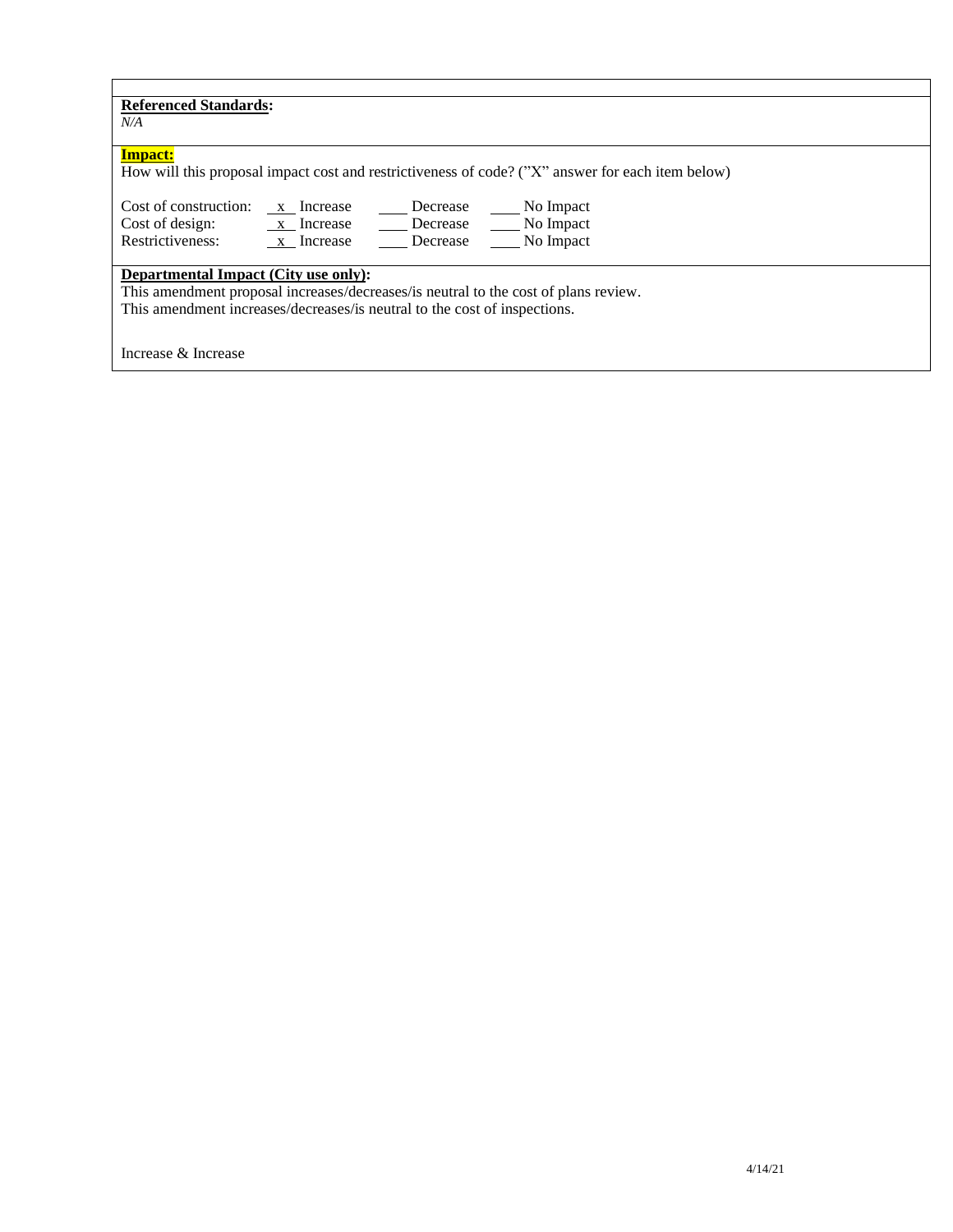**Referenced Standards:**

*N/A*

**Impact:**

How will this proposal impact cost and restrictiveness of code? (”X” answer for each item below)

| | | | |
|---|---|---|---|
| Cost of construction: | x Increase | ___ Decrease | ___ No Impact |
| Cost of design: | x Increase | ___ Decrease | ___ No Impact |
| Restrictiveness: | x Increase | ___ Decrease | ___ No Impact |

**Departmental Impact (City use only):**

This amendment proposal increases/decreases/is neutral to the cost of plans review.
This amendment increases/decreases/is neutral to the cost of inspections.

Increase & Increase

4/14/21